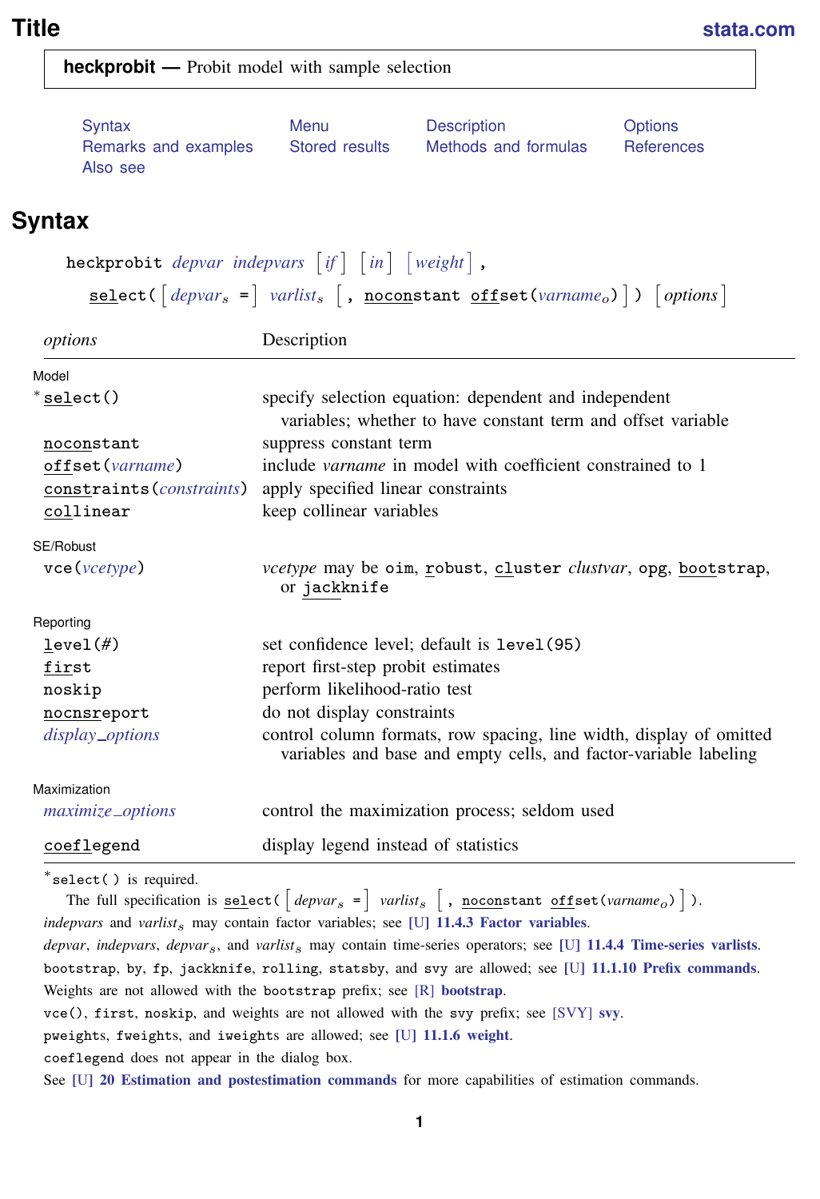# Title

**heckprobit — Probit model with sample selection**

Syntax    Menu    Description    Options
Remarks and examples    Stored results    Methods and formulas    References
Also see

## Syntax

```
heckprobit depvar indepvars [if] [in] [weight] ,
    select( [depvar_s =] varlist_s [, noconstant offset(varname_o)] ) [options]
```

| *options* | Description |
|---|---|
| Model | |
| * select() | specify selection equation: dependent and independent variables; whether to have constant term and offset variable |
| noconstant | suppress constant term |
| offset(*varname*) | include *varname* in model with coefficient constrained to 1 |
| constraints(*constraints*) | apply specified linear constraints |
| collinear | keep collinear variables |
| SE/Robust | |
| vce(*vcetype*) | *vcetype* may be oim, robust, cluster *clustvar*, opg, bootstrap, or jackknife |
| Reporting | |
| level(#) | set confidence level; default is level(95) |
| first | report first-step probit estimates |
| noskip | perform likelihood-ratio test |
| nocnsreport | do not display constraints |
| *display_options* | control column formats, row spacing, line width, display of omitted variables and base and empty cells, and factor-variable labeling |
| Maximization | |
| *maximize_options* | control the maximization process; seldom used |
| coeflegend | display legend instead of statistics |

*select( ) is required.

The full specification is select( [*depvar*$_s$ =] *varlist*$_s$ [, noconstant offset(*varname*$_o$)] ).

*indepvars* and *varlist*$_s$ may contain factor variables; see [U] **11.4.3 Factor variables**.

*depvar*, *indepvars*, *depvar*$_s$, and *varlist*$_s$ may contain time-series operators; see [U] **11.4.4 Time-series varlists**.

bootstrap, by, fp, jackknife, rolling, statsby, and svy are allowed; see [U] **11.1.10 Prefix commands**.

Weights are not allowed with the bootstrap prefix; see [R] **bootstrap**.

vce(), first, noskip, and weights are not allowed with the svy prefix; see [SVY] **svy**.

pweights, fweights, and iweights are allowed; see [U] **11.1.6 weight**.

coeflegend does not appear in the dialog box.

See [U] **20 Estimation and postestimation commands** for more capabilities of estimation commands.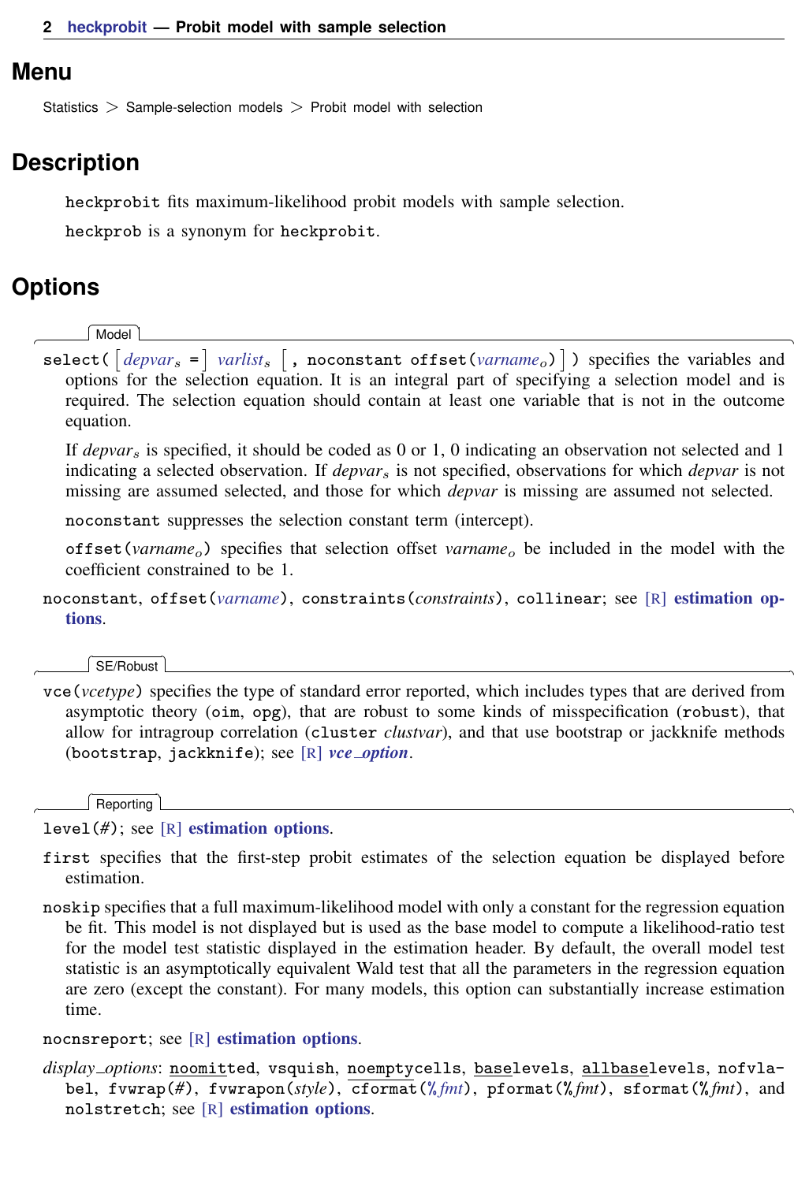## Menu

Statistics > Sample-selection models > Probit model with selection

## Description

`heckprobit` fits maximum-likelihood probit models with sample selection.

`heckprob` is a synonym for `heckprobit`.

## Options

### Model

`select(` [ *depvar*$_s$ `=` ] *varlist*$_s$ [ `, noconstant offset(`*varname*$_o$`)` ] `)` specifies the variables and options for the selection equation. It is an integral part of specifying a selection model and is required. The selection equation should contain at least one variable that is not in the outcome equation.

If *depvar*$_s$ is specified, it should be coded as 0 or 1, 0 indicating an observation not selected and 1 indicating a selected observation. If *depvar*$_s$ is not specified, observations for which *depvar* is not missing are assumed selected, and those for which *depvar* is missing are assumed not selected.

`noconstant` suppresses the selection constant term (intercept).

`offset(`*varname*$_o$`)` specifies that selection offset *varname*$_o$ be included in the model with the coefficient constrained to be 1.

`noconstant`, `offset(`*varname*`)`, `constraints(`*constraints*`)`, `collinear`; see [R] **estimation options**.

### SE/Robust

`vce(`*vcetype*`)` specifies the type of standard error reported, which includes types that are derived from asymptotic theory (`oim`, `opg`), that are robust to some kinds of misspecification (`robust`), that allow for intragroup correlation (`cluster` *clustvar*), and that use bootstrap or jackknife methods (`bootstrap`, `jackknife`); see [R] ***vce_option***.

### Reporting

`level(#)`; see [R] **estimation options**.

`first` specifies that the first-step probit estimates of the selection equation be displayed before estimation.

`noskip` specifies that a full maximum-likelihood model with only a constant for the regression equation be fit. This model is not displayed but is used as the base model to compute a likelihood-ratio test for the model test statistic displayed in the estimation header. By default, the overall model test statistic is an asymptotically equivalent Wald test that all the parameters in the regression equation are zero (except the constant). For many models, this option can substantially increase estimation time.

`nocnsreport`; see [R] **estimation options**.

*display_options*: `noomitted`, `vsquish`, `noemptycells`, `baselevels`, `allbaselevels`, `nofvlabel`, `fvwrap(#)`, `fvwrapon(`*style*`)`, `cformat(%`*fmt*`)`, `pformat(%`*fmt*`)`, `sformat(%`*fmt*`)`, and `nolstretch`; see [R] **estimation options**.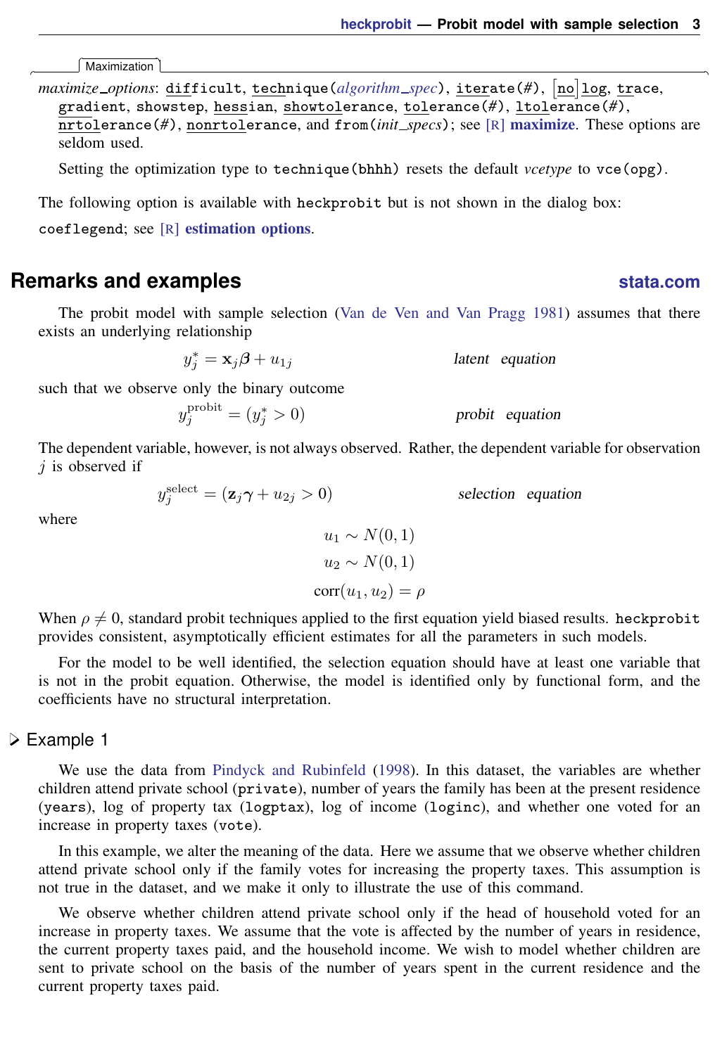Maximization

*maximize_options*: `difficult`, `technique(`*algorithm_spec*`)`, `iterate(`*#*`)`, `[no]log`, `trace`, `gradient`, `showstep`, `hessian`, `showtolerance`, `tolerance(`*#*`)`, `ltolerance(`*#*`)`, `nrtolerance(`*#*`)`, `nonrtolerance`, and `from(`*init_specs*`)`; see [R] **maximize**. These options are seldom used.

Setting the optimization type to `technique(bhhh)` resets the default *vcetype* to `vce(opg)`.

The following option is available with `heckprobit` but is not shown in the dialog box:

`coeflegend`; see [R] **estimation options**.

## Remarks and examples

The probit model with sample selection (Van de Ven and Van Pragg 1981) assumes that there exists an underlying relationship

$$y_j^* = \mathbf{x}_j\boldsymbol{\beta} + u_{1j} \qquad \textit{latent equation}$$

such that we observe only the binary outcome

$$y_j^{\text{probit}} = (y_j^* > 0) \qquad \textit{probit equation}$$

The dependent variable, however, is not always observed. Rather, the dependent variable for observation $j$ is observed if

$$y_j^{\text{select}} = (\mathbf{z}_j\boldsymbol{\gamma} + u_{2j} > 0) \qquad \textit{selection equation}$$

where

$$u_1 \sim N(0,1)$$
$$u_2 \sim N(0,1)$$
$$\text{corr}(u_1, u_2) = \rho$$

When $\rho \neq 0$, standard probit techniques applied to the first equation yield biased results. `heckprobit` provides consistent, asymptotically efficient estimates for all the parameters in such models.

For the model to be well identified, the selection equation should have at least one variable that is not in the probit equation. Otherwise, the model is identified only by functional form, and the coefficients have no structural interpretation.

### ▷ Example 1

We use the data from Pindyck and Rubinfeld (1998). In this dataset, the variables are whether children attend private school (`private`), number of years the family has been at the present residence (`years`), log of property tax (`logptax`), log of income (`loginc`), and whether one voted for an increase in property taxes (`vote`).

In this example, we alter the meaning of the data. Here we assume that we observe whether children attend private school only if the family votes for increasing the property taxes. This assumption is not true in the dataset, and we make it only to illustrate the use of this command.

We observe whether children attend private school only if the head of household voted for an increase in property taxes. We assume that the vote is affected by the number of years in residence, the current property taxes paid, and the household income. We wish to model whether children are sent to private school on the basis of the number of years spent in the current residence and the current property taxes paid.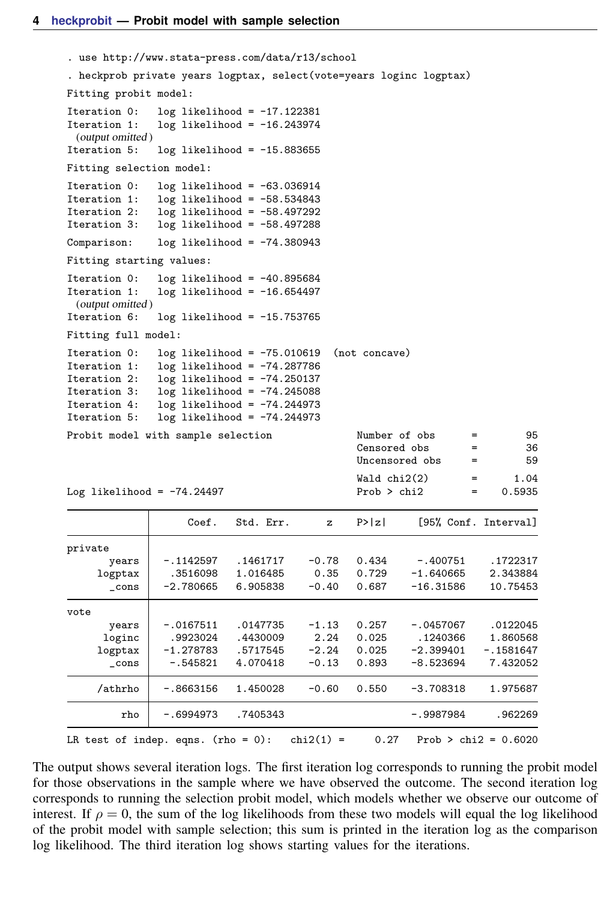```
. use http://www.stata-press.com/data/r13/school
. heckprob private years logptax, select(vote=years loginc logptax)
Fitting probit model:
Iteration 0:   log likelihood = -17.122381
Iteration 1:   log likelihood = -16.243974
  (output omitted)
Iteration 5:   log likelihood = -15.883655
Fitting selection model:
Iteration 0:   log likelihood = -63.036914
Iteration 1:   log likelihood = -58.534843
Iteration 2:   log likelihood = -58.497292
Iteration 3:   log likelihood = -58.497288
Comparison:    log likelihood = -74.380943
Fitting starting values:
Iteration 0:   log likelihood = -40.895684
Iteration 1:   log likelihood = -16.654497
  (output omitted)
Iteration 6:   log likelihood = -15.753765
Fitting full model:
Iteration 0:   log likelihood = -75.010619  (not concave)
Iteration 1:   log likelihood = -74.287786
Iteration 2:   log likelihood = -74.250137
Iteration 3:   log likelihood = -74.245088
Iteration 4:   log likelihood = -74.244973
Iteration 5:   log likelihood = -74.244973
Probit model with sample selection              Number of obs     =         95
                                                Censored obs      =         36
                                                Uncensored obs    =         59
                                                Wald chi2(2)      =       1.04
Log likelihood = -74.24497                      Prob > chi2       =     0.5935

------------------------------------------------------------------------------
             |      Coef.   Std. Err.      z    P>|z|     [95% Conf. Interval]
-------------+----------------------------------------------------------------
private      |
       years |  -.1142597   .1461717    -0.78   0.434     -.400751    .1722317
     logptax |   .3516098   1.016485     0.35   0.729    -1.640665    2.343884
       _cons |  -2.780665   6.905838    -0.40   0.687    -16.31586    10.75453
-------------+----------------------------------------------------------------
vote         |
       years |  -.0167511   .0147735    -1.13   0.257    -.0457067    .0122045
      loginc |   .9923024   .4430009     2.24   0.025     .1240366    1.860568
     logptax |  -1.278783   .5717545    -2.24   0.025    -2.399401   -.1581647
       _cons |   -.545821   4.070418    -0.13   0.893    -8.523694    7.432052
-------------+----------------------------------------------------------------
     /athrho |  -.8663156   1.450028    -0.60   0.550    -3.708318    1.975687
-------------+----------------------------------------------------------------
         rho |  -.6994973   .7405343                     -.9987984     .962269
------------------------------------------------------------------------------
LR test of indep. eqns. (rho = 0):   chi2(1) =     0.27   Prob > chi2 = 0.6020
```

The output shows several iteration logs. The first iteration log corresponds to running the probit model for those observations in the sample where we have observed the outcome. The second iteration log corresponds to running the selection probit model, which models whether we observe our outcome of interest. If $\rho = 0$, the sum of the log likelihoods from these two models will equal the log likelihood of the probit model with sample selection; this sum is printed in the iteration log as the comparison log likelihood. The third iteration log shows starting values for the iterations.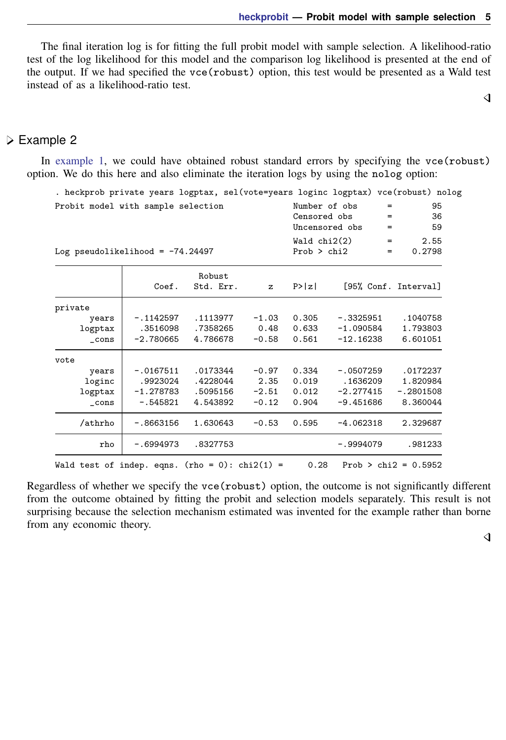The final iteration log is for fitting the full probit model with sample selection. A likelihood-ratio test of the log likelihood for this model and the comparison log likelihood is presented at the end of the output. If we had specified the `vce(robust)` option, this test would be presented as a Wald test instead of as a likelihood-ratio test.

◁

### ▷ Example 2

In example 1, we could have obtained robust standard errors by specifying the `vce(robust)` option. We do this here and also eliminate the iteration logs by using the `nolog` option:

```
. heckprob private years logptax, sel(vote=years loginc logptax) vce(robust) nolog
Probit model with sample selection              Number of obs      =        95
                                                Censored obs       =        36
                                                Uncensored obs     =        59

                                                Wald chi2(2)       =      2.55
Log pseudolikelihood = -74.24497                Prob > chi2        =    0.2798

------------------------------------------------------------------------------
             |               Robust
             |      Coef.   Std. Err.      z    P>|z|     [95% Conf. Interval]
-------------+----------------------------------------------------------------
private      |
       years |  -.1142597   .1113977    -1.03   0.305    -.3325951    .1040758
     logptax |   .3516098   .7358265     0.48   0.633    -1.090584    1.793803
       _cons |  -2.780665   4.786678    -0.58   0.561    -12.16238    6.601051
-------------+----------------------------------------------------------------
vote         |
       years |  -.0167511   .0173344    -0.97   0.334    -.0507259    .0172237
      loginc |   .9923024   .4228044     2.35   0.019     .1636209    1.820984
     logptax |  -1.278783   .5095156    -2.51   0.012    -2.277415   -.2801508
       _cons |   -.545821   4.543892    -0.12   0.904    -9.451686    8.360044
-------------+----------------------------------------------------------------
     /athrho |  -.8663156   1.630643    -0.53   0.595    -4.062318    2.329687
-------------+----------------------------------------------------------------
         rho |  -.6994973   .8327753                     -.9994079     .981233
------------------------------------------------------------------------------
Wald test of indep. eqns. (rho = 0): chi2(1) =     0.28   Prob > chi2 = 0.5952
```

Regardless of whether we specify the `vce(robust)` option, the outcome is not significantly different from the outcome obtained by fitting the probit and selection models separately. This result is not surprising because the selection mechanism estimated was invented for the example rather than borne from any economic theory.

◁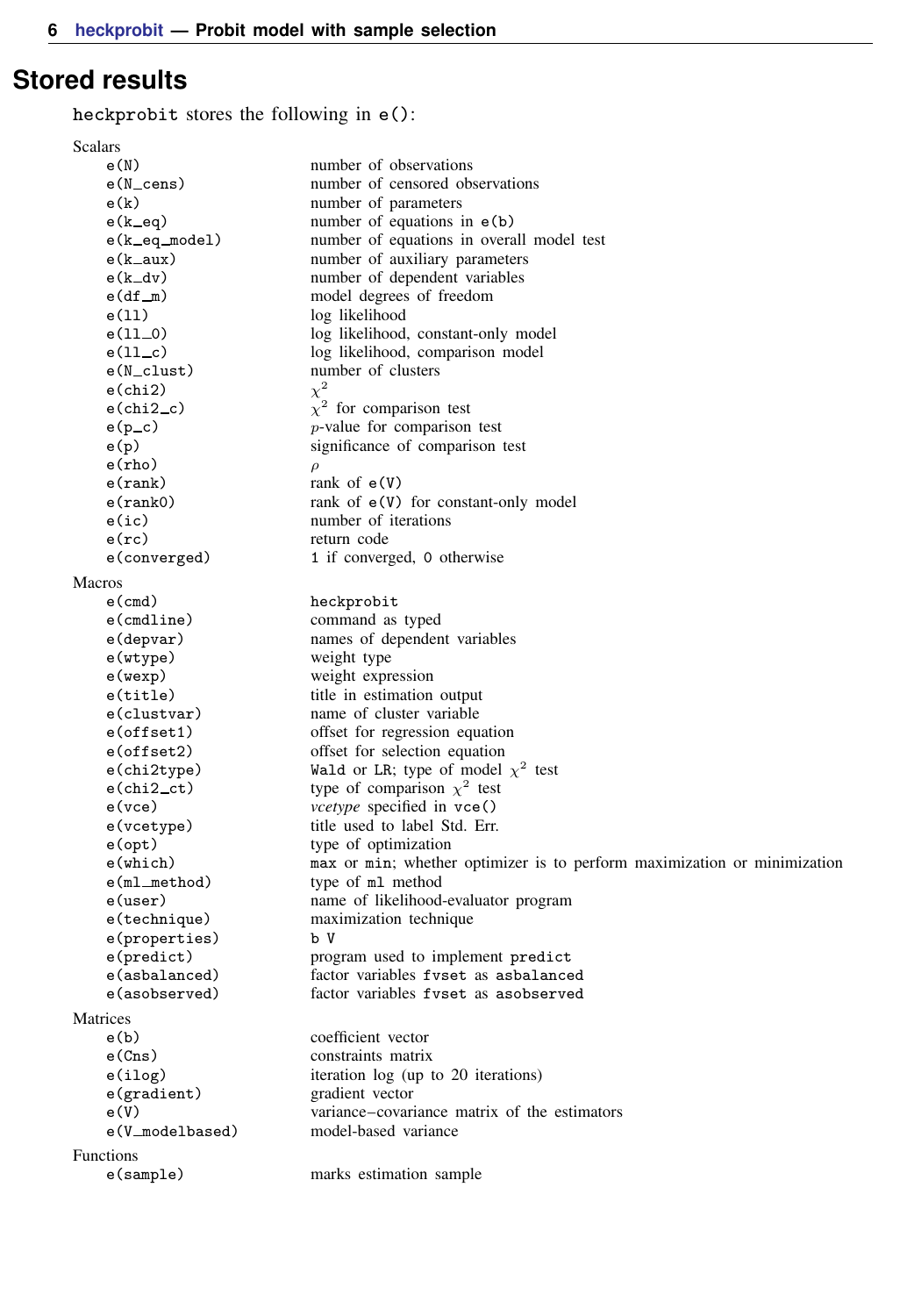## Stored results

heckprobit stores the following in e():

Scalars

| | |
|---|---|
| e(N) | number of observations |
| e(N_cens) | number of censored observations |
| e(k) | number of parameters |
| e(k_eq) | number of equations in e(b) |
| e(k_eq_model) | number of equations in overall model test |
| e(k_aux) | number of auxiliary parameters |
| e(k_dv) | number of dependent variables |
| e(df_m) | model degrees of freedom |
| e(ll) | log likelihood |
| e(ll_0) | log likelihood, constant-only model |
| e(ll_c) | log likelihood, comparison model |
| e(N_clust) | number of clusters |
| e(chi2) | $\chi^2$ |
| e(chi2_c) | $\chi^2$ for comparison test |
| e(p_c) | $p$-value for comparison test |
| e(p) | significance of comparison test |
| e(rho) | $\rho$ |
| e(rank) | rank of e(V) |
| e(rank0) | rank of e(V) for constant-only model |
| e(ic) | number of iterations |
| e(rc) | return code |
| e(converged) | 1 if converged, 0 otherwise |

Macros

| | |
|---|---|
| e(cmd) | heckprobit |
| e(cmdline) | command as typed |
| e(depvar) | names of dependent variables |
| e(wtype) | weight type |
| e(wexp) | weight expression |
| e(title) | title in estimation output |
| e(clustvar) | name of cluster variable |
| e(offset1) | offset for regression equation |
| e(offset2) | offset for selection equation |
| e(chi2type) | Wald or LR; type of model $\chi^2$ test |
| e(chi2_ct) | type of comparison $\chi^2$ test |
| e(vce) | *vcetype* specified in vce() |
| e(vcetype) | title used to label Std. Err. |
| e(opt) | type of optimization |
| e(which) | max or min; whether optimizer is to perform maximization or minimization |
| e(ml_method) | type of ml method |
| e(user) | name of likelihood-evaluator program |
| e(technique) | maximization technique |
| e(properties) | b V |
| e(predict) | program used to implement predict |
| e(asbalanced) | factor variables fvset as asbalanced |
| e(asobserved) | factor variables fvset as asobserved |

Matrices

| | |
|---|---|
| e(b) | coefficient vector |
| e(Cns) | constraints matrix |
| e(ilog) | iteration log (up to 20 iterations) |
| e(gradient) | gradient vector |
| e(V) | variance–covariance matrix of the estimators |
| e(V_modelbased) | model-based variance |

Functions

| | |
|---|---|
| e(sample) | marks estimation sample |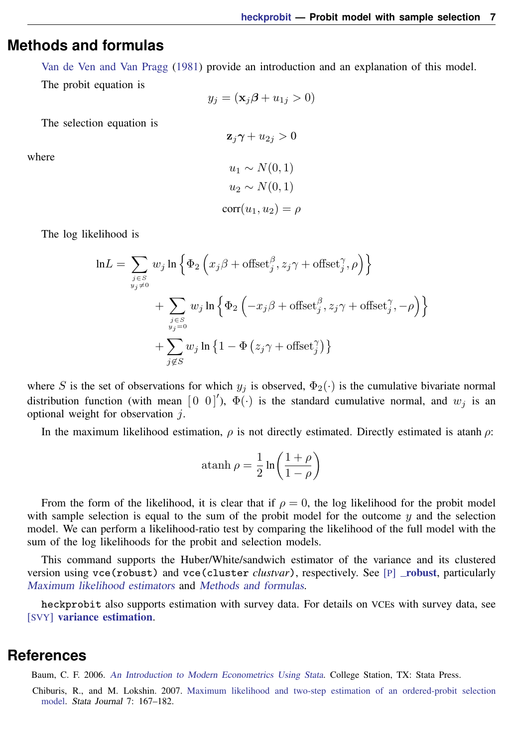## Methods and formulas

Van de Ven and Van Pragg (1981) provide an introduction and an explanation of this model.

The probit equation is

$$y_j = (\mathbf{x}_j\boldsymbol{\beta} + u_{1j} > 0)$$

The selection equation is

$$\mathbf{z}_j\boldsymbol{\gamma} + u_{2j} > 0$$

where

$$u_1 \sim N(0,1)$$
$$u_2 \sim N(0,1)$$
$$\text{corr}(u_1, u_2) = \rho$$

The log likelihood is

$$\begin{aligned}
\ln L = & \sum_{\substack{j \in S \\ y_j \neq 0}} w_j \ln\left\{\Phi_2\left(x_j\beta + \text{offset}_j^{\beta}, z_j\gamma + \text{offset}_j^{\gamma}, \rho\right)\right\} \\
& + \sum_{\substack{j \in S \\ y_j = 0}} w_j \ln\left\{\Phi_2\left(-x_j\beta + \text{offset}_j^{\beta}, z_j\gamma + \text{offset}_j^{\gamma}, -\rho\right)\right\} \\
& + \sum_{j \notin S} w_j \ln\left\{1 - \Phi\left(z_j\gamma + \text{offset}_j^{\gamma}\right)\right\}
\end{aligned}$$

where $S$ is the set of observations for which $y_j$ is observed, $\Phi_2(\cdot)$ is the cumulative bivariate normal distribution function (with mean $[\,0 \;\; 0\,]'$), $\Phi(\cdot)$ is the standard cumulative normal, and $w_j$ is an optional weight for observation $j$.

In the maximum likelihood estimation, $\rho$ is not directly estimated. Directly estimated is atanh $\rho$:

$$\text{atanh}\,\rho = \frac{1}{2}\ln\left(\frac{1+\rho}{1-\rho}\right)$$

From the form of the likelihood, it is clear that if $\rho = 0$, the log likelihood for the probit model with sample selection is equal to the sum of the probit model for the outcome $y$ and the selection model. We can perform a likelihood-ratio test by comparing the likelihood of the full model with the sum of the log likelihoods for the probit and selection models.

This command supports the Huber/White/sandwich estimator of the variance and its clustered version using `vce(robust)` and `vce(cluster` *clustvar*`)`, respectively. See [P] **_robust**, particularly *Maximum likelihood estimators* and *Methods and formulas*.

`heckprobit` also supports estimation with survey data. For details on VCEs with survey data, see [SVY] **variance estimation**.

## References

Baum, C. F. 2006. *An Introduction to Modern Econometrics Using Stata*. College Station, TX: Stata Press.

Chiburis, R., and M. Lokshin. 2007. Maximum likelihood and two-step estimation of an ordered-probit selection model. *Stata Journal* 7: 167–182.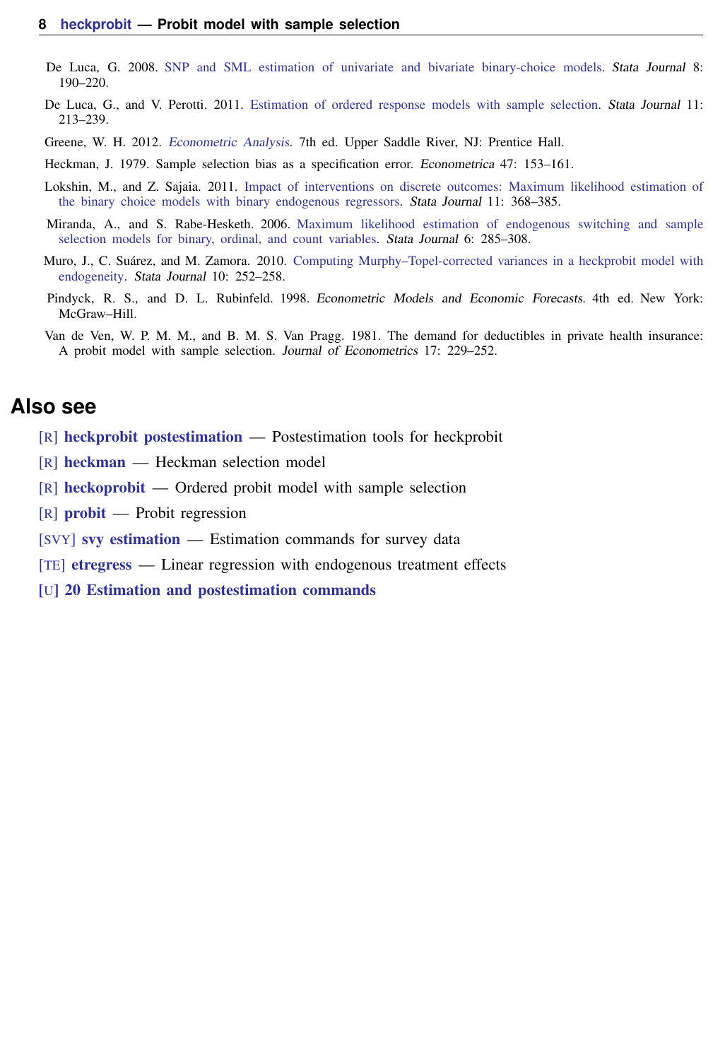De Luca, G. 2008. SNP and SML estimation of univariate and bivariate binary-choice models. *Stata Journal* 8: 190–220.

De Luca, G., and V. Perotti. 2011. Estimation of ordered response models with sample selection. *Stata Journal* 11: 213–239.

Greene, W. H. 2012. *Econometric Analysis*. 7th ed. Upper Saddle River, NJ: Prentice Hall.

Heckman, J. 1979. Sample selection bias as a specification error. *Econometrica* 47: 153–161.

Lokshin, M., and Z. Sajaia. 2011. Impact of interventions on discrete outcomes: Maximum likelihood estimation of the binary choice models with binary endogenous regressors. *Stata Journal* 11: 368–385.

Miranda, A., and S. Rabe-Hesketh. 2006. Maximum likelihood estimation of endogenous switching and sample selection models for binary, ordinal, and count variables. *Stata Journal* 6: 285–308.

Muro, J., C. Suárez, and M. Zamora. 2010. Computing Murphy–Topel-corrected variances in a heckprobit model with endogeneity. *Stata Journal* 10: 252–258.

Pindyck, R. S., and D. L. Rubinfeld. 1998. *Econometric Models and Economic Forecasts*. 4th ed. New York: McGraw–Hill.

Van de Ven, W. P. M. M., and B. M. S. Van Pragg. 1981. The demand for deductibles in private health insurance: A probit model with sample selection. *Journal of Econometrics* 17: 229–252.

## Also see

[R] **heckprobit postestimation** — Postestimation tools for heckprobit

[R] **heckman** — Heckman selection model

[R] **heckoprobit** — Ordered probit model with sample selection

[R] **probit** — Probit regression

[SVY] **svy estimation** — Estimation commands for survey data

[TE] **etregress** — Linear regression with endogenous treatment effects

**[U] 20 Estimation and postestimation commands**